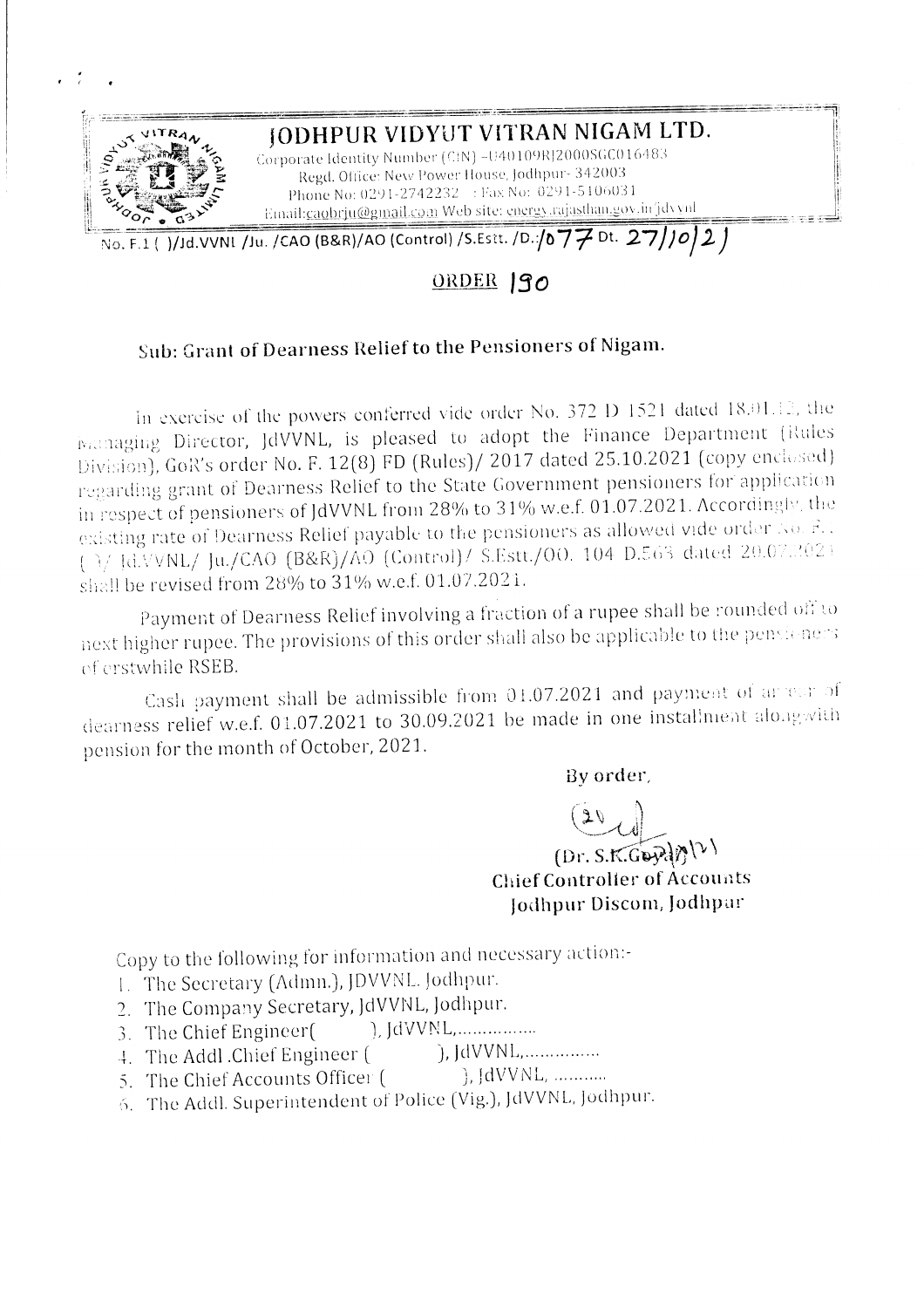# JODHPUR VIDYUT VITRAN NIGAM LTD.

Corporate Identity Number (CIN) –U40109RJ2000SGC016483
Regd. Office: New Power House, Jodhpur- 342003
Phone No: 0291-2742232 : Fax No: 0291-5106031
Email:caobrju@gmail.com Web site: energy.rajasthan.gov.in/jdvvnl

No. F.1 ( )/Jd.VVNL /Ju. /CAO (B&R)/AO (Control) /S.Estt. /D.:/077 Dt. 27/10/21

## ORDER 190

### Sub: Grant of Dearness Relief to the Pensioners of Nigam.

In exercise of the powers conferred vide order No. 372 D 1521 dated 18.01.12, the Managing Director, JdVVNL, is pleased to adopt the Finance Department (Rules Division), GoR's order No. F. 12(8) FD (Rules)/ 2017 dated 25.10.2021 (copy enclosed) regarding grant of Dearness Relief to the State Government pensioners for application in respect of pensioners of JdVVNL from 28% to 31% w.e.f. 01.07.2021. Accordingly, the existing rate of Dearness Relief payable to the pensioners as allowed vide order No. F. ( )/ Jd.VVNL/ Ju./CAO (B&R)/AO (Control)/ S.Estt./OO. 104 D.563 dated 20.07.2021 shall be revised from 28% to 31% w.e.f. 01.07.2021.

Payment of Dearness Relief involving a fraction of a rupee shall be rounded off to next higher rupee. The provisions of this order shall also be applicable to the pensioners of erstwhile RSEB.

Cash payment shall be admissible from 01.07.2021 and payment of arrear of dearness relief w.e.f. 01.07.2021 to 30.09.2021 be made in one installment alongwith pension for the month of October, 2021.

By order,

(Dr. S.K.Goyal)
Chief Controller of Accounts
Jodhpur Discom, Jodhpur

Copy to the following for information and necessary action:-

1. The Secretary (Admn.), JDVVNL, Jodhpur.
2. The Company Secretary, JdVVNL, Jodhpur.
3. The Chief Engineer( ), JdVVNL,................
4. The Addl .Chief Engineer ( ), JdVVNL,................
5. The Chief Accounts Officer ( ), JdVVNL, ...........
6. The Addl. Superintendent of Police (Vig.), JdVVNL, Jodhpur.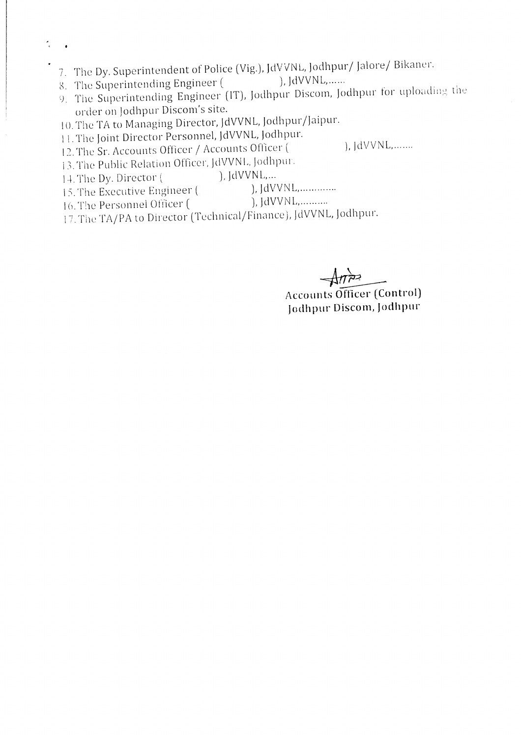7. The Dy. Superintendent of Police (Vig.), JdVVNL, Jodhpur/ Jalore/ Bikaner.
8. The Superintending Engineer (                ), JdVVNL,......
9. The Superintending Engineer (IT), Jodhpur Discom, Jodhpur for uploading the order on Jodhpur Discom's site.
10. The TA to Managing Director, JdVVNL, Jodhpur/Jaipur.
11. The Joint Director Personnel, JdVVNL, Jodhpur.
12. The Sr. Accounts Officer / Accounts Officer (                ), JdVVNL,.......
13. The Public Relation Officer, JdVVNL, Jodhpur.
14. The Dy. Director (                ), JdVVNL,...
15. The Executive Engineer (                ), JdVVNL,.............
16. The Personnel Officer (                ), JdVVNL,..........
17. The TA/PA to Director (Technical/Finance), JdVVNL, Jodhpur.

Accounts Officer (Control)
Jodhpur Discom, Jodhpur